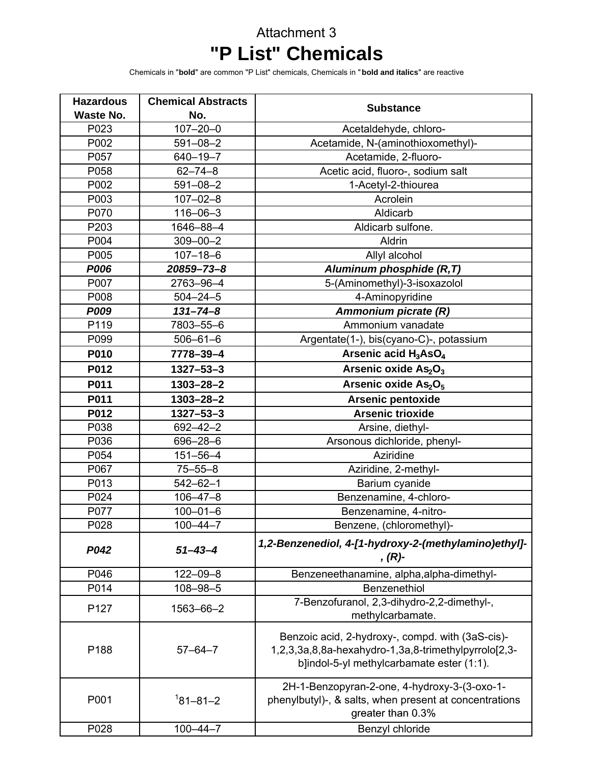Attachment 3

# "P List" Chemicals

Chemicals in "**bold**" are common "P List" chemicals, Chemicals in "***bold and italics***" are reactive

| Hazardous Waste No. | Chemical Abstracts No. | Substance |
|---|---|---|
| P023 | 107–20–0 | Acetaldehyde, chloro- |
| P002 | 591–08–2 | Acetamide, N-(aminothioxomethyl)- |
| P057 | 640–19–7 | Acetamide, 2-fluoro- |
| P058 | 62–74–8 | Acetic acid, fluoro-, sodium salt |
| P002 | 591–08–2 | 1-Acetyl-2-thiourea |
| P003 | 107–02–8 | Acrolein |
| P070 | 116–06–3 | Aldicarb |
| P203 | 1646–88–4 | Aldicarb sulfone. |
| P004 | 309–00–2 | Aldrin |
| P005 | 107–18–6 | Allyl alcohol |
| ***P006*** | ***20859–73–8*** | ***Aluminum phosphide (R,T)*** |
| P007 | 2763–96–4 | 5-(Aminomethyl)-3-isoxazolol |
| P008 | 504–24–5 | 4-Aminopyridine |
| ***P009*** | ***131–74–8*** | ***Ammonium picrate (R)*** |
| P119 | 7803–55–6 | Ammonium vanadate |
| P099 | 506–61–6 | Argentate(1-), bis(cyano-C)-, potassium |
| **P010** | **7778–39–4** | **Arsenic acid $H_3AsO_4$** |
| **P012** | **1327–53–3** | **Arsenic oxide $As_2O_3$** |
| **P011** | **1303–28–2** | **Arsenic oxide $As_2O_5$** |
| **P011** | **1303–28–2** | **Arsenic pentoxide** |
| **P012** | **1327–53–3** | **Arsenic trioxide** |
| P038 | 692–42–2 | Arsine, diethyl- |
| P036 | 696–28–6 | Arsonous dichloride, phenyl- |
| P054 | 151–56–4 | Aziridine |
| P067 | 75–55–8 | Aziridine, 2-methyl- |
| P013 | 542–62–1 | Barium cyanide |
| P024 | 106–47–8 | Benzenamine, 4-chloro- |
| P077 | 100–01–6 | Benzenamine, 4-nitro- |
| P028 | 100–44–7 | Benzene, (chloromethyl)- |
| ***P042*** | ***51–43–4*** | ***1,2-Benzenediol, 4-[1-hydroxy-2-(methylamino)ethyl]-, (R)-*** |
| P046 | 122–09–8 | Benzeneethanamine, alpha,alpha-dimethyl- |
| P014 | 108–98–5 | Benzenethiol |
| P127 | 1563–66–2 | 7-Benzofuranol, 2,3-dihydro-2,2-dimethyl-, methylcarbamate. |
| P188 | 57–64–7 | Benzoic acid, 2-hydroxy-, compd. with (3aS-cis)-1,2,3,3a,8,8a-hexahydro-1,3a,8-trimethylpyrrolo[2,3-b]indol-5-yl methylcarbamate ester (1:1). |
| P001 | [1]81–81–2 | 2H-1-Benzopyran-2-one, 4-hydroxy-3-(3-oxo-1-phenylbutyl)-, & salts, when present at concentrations greater than 0.3% |
| P028 | 100–44–7 | Benzyl chloride |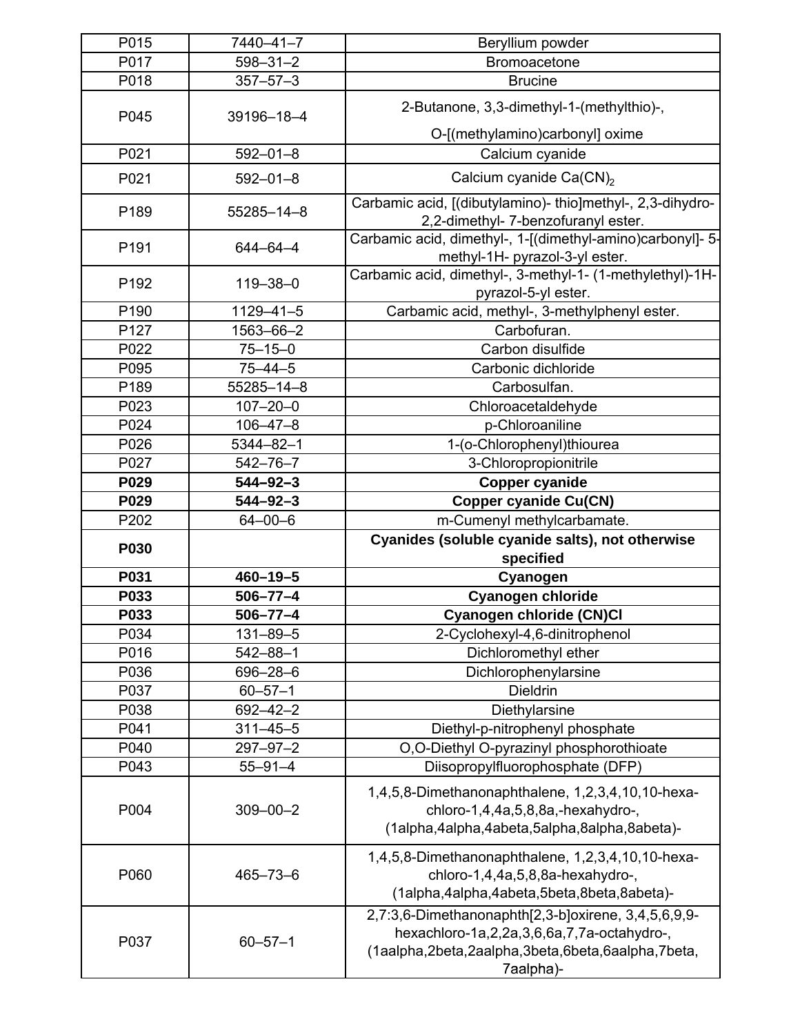| | | |
|---|---|---|
| P015 | 7440–41–7 | Beryllium powder |
| P017 | 598–31–2 | Bromoacetone |
| P018 | 357–57–3 | Brucine |
| P045 | 39196–18–4 | 2-Butanone, 3,3-dimethyl-1-(methylthio)-, O-[(methylamino)carbonyl] oxime |
| P021 | 592–01–8 | Calcium cyanide |
| P021 | 592–01–8 | Calcium cyanide $Ca(CN)_2$ |
| P189 | 55285–14–8 | Carbamic acid, [(dibutylamino)- thio]methyl-, 2,3-dihydro-2,2-dimethyl- 7-benzofuranyl ester. |
| P191 | 644–64–4 | Carbamic acid, dimethyl-, 1-[(dimethyl-amino)carbonyl]- 5-methyl-1H- pyrazol-3-yl ester. |
| P192 | 119–38–0 | Carbamic acid, dimethyl-, 3-methyl-1- (1-methylethyl)-1H-pyrazol-5-yl ester. |
| P190 | 1129–41–5 | Carbamic acid, methyl-, 3-methylphenyl ester. |
| P127 | 1563–66–2 | Carbofuran. |
| P022 | 75–15–0 | Carbon disulfide |
| P095 | 75–44–5 | Carbonic dichloride |
| P189 | 55285–14–8 | Carbosulfan. |
| P023 | 107–20–0 | Chloroacetaldehyde |
| P024 | 106–47–8 | p-Chloroaniline |
| P026 | 5344–82–1 | 1-(o-Chlorophenyl)thiourea |
| P027 | 542–76–7 | 3-Chloropropionitrile |
| **P029** | **544–92–3** | **Copper cyanide** |
| **P029** | **544–92–3** | **Copper cyanide Cu(CN)** |
| P202 | 64–00–6 | m-Cumenyl methylcarbamate. |
| **P030** | | **Cyanides (soluble cyanide salts), not otherwise specified** |
| **P031** | **460–19–5** | **Cyanogen** |
| **P033** | **506–77–4** | **Cyanogen chloride** |
| **P033** | **506–77–4** | **Cyanogen chloride (CN)Cl** |
| P034 | 131–89–5 | 2-Cyclohexyl-4,6-dinitrophenol |
| P016 | 542–88–1 | Dichloromethyl ether |
| P036 | 696–28–6 | Dichlorophenylarsine |
| P037 | 60–57–1 | Dieldrin |
| P038 | 692–42–2 | Diethylarsine |
| P041 | 311–45–5 | Diethyl-p-nitrophenyl phosphate |
| P040 | 297–97–2 | O,O-Diethyl O-pyrazinyl phosphorothioate |
| P043 | 55–91–4 | Diisopropylfluorophosphate (DFP) |
| P004 | 309–00–2 | 1,4,5,8-Dimethanonaphthalene, 1,2,3,4,10,10-hexa-chloro-1,4,4a,5,8,8a,-hexahydro-, (1alpha,4alpha,4abeta,5alpha,8alpha,8abeta)- |
| P060 | 465–73–6 | 1,4,5,8-Dimethanonaphthalene, 1,2,3,4,10,10-hexa-chloro-1,4,4a,5,8,8a-hexahydro-, (1alpha,4alpha,4abeta,5beta,8beta,8abeta)- |
| P037 | 60–57–1 | 2,7:3,6-Dimethanonaphth[2,3-b]oxirene, 3,4,5,6,9,9-hexachloro-1a,2,2a,3,6,6a,7,7a-octahydro-, (1aalpha,2beta,2aalpha,3beta,6beta,6aalpha,7beta, 7aalpha)- |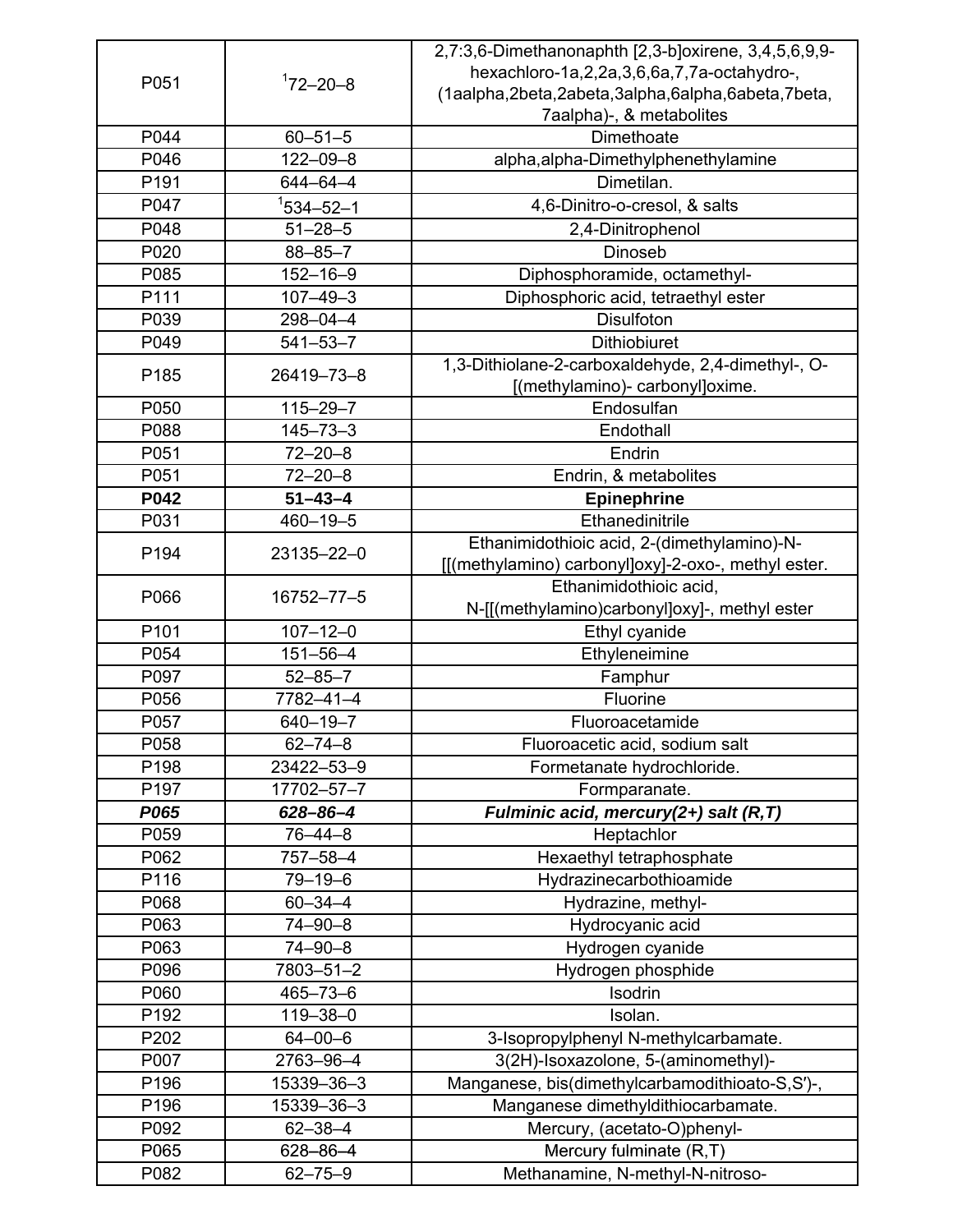| P051 | [1]72–20–8 | 2,7:3,6-Dimethanonaphth [2,3-b]oxirene, 3,4,5,6,9,9-hexachloro-1a,2,2a,3,6,6a,7,7a-octahydro-, (1aalpha,2beta,2abeta,3alpha,6alpha,6abeta,7beta, 7aalpha)-, & metabolites |
|---|---|---|
| P044 | 60–51–5 | Dimethoate |
| P046 | 122–09–8 | alpha,alpha-Dimethylphenethylamine |
| P191 | 644–64–4 | Dimetilan. |
| P047 | [1]534–52–1 | 4,6-Dinitro-o-cresol, & salts |
| P048 | 51–28–5 | 2,4-Dinitrophenol |
| P020 | 88–85–7 | Dinoseb |
| P085 | 152–16–9 | Diphosphoramide, octamethyl- |
| P111 | 107–49–3 | Diphosphoric acid, tetraethyl ester |
| P039 | 298–04–4 | Disulfoton |
| P049 | 541–53–7 | Dithiobiuret |
| P185 | 26419–73–8 | 1,3-Dithiolane-2-carboxaldehyde, 2,4-dimethyl-, O-[(methylamino)- carbonyl]oxime. |
| P050 | 115–29–7 | Endosulfan |
| P088 | 145–73–3 | Endothall |
| P051 | 72–20–8 | Endrin |
| P051 | 72–20–8 | Endrin, & metabolites |
| **P042** | **51–43–4** | **Epinephrine** |
| P031 | 460–19–5 | Ethanedinitrile |
| P194 | 23135–22–0 | Ethanimidothioic acid, 2-(dimethylamino)-N-[[(methylamino) carbonyl]oxy]-2-oxo-, methyl ester. |
| P066 | 16752–77–5 | Ethanimidothioic acid, N-[[(methylamino)carbonyl]oxy]-, methyl ester |
| P101 | 107–12–0 | Ethyl cyanide |
| P054 | 151–56–4 | Ethyleneimine |
| P097 | 52–85–7 | Famphur |
| P056 | 7782–41–4 | Fluorine |
| P057 | 640–19–7 | Fluoroacetamide |
| P058 | 62–74–8 | Fluoroacetic acid, sodium salt |
| P198 | 23422–53–9 | Formetanate hydrochloride. |
| P197 | 17702–57–7 | Formparanate. |
| ***P065*** | ***628–86–4*** | ***Fulminic acid, mercury(2+) salt (R,T)*** |
| P059 | 76–44–8 | Heptachlor |
| P062 | 757–58–4 | Hexaethyl tetraphosphate |
| P116 | 79–19–6 | Hydrazinecarbothioamide |
| P068 | 60–34–4 | Hydrazine, methyl- |
| P063 | 74–90–8 | Hydrocyanic acid |
| P063 | 74–90–8 | Hydrogen cyanide |
| P096 | 7803–51–2 | Hydrogen phosphide |
| P060 | 465–73–6 | Isodrin |
| P192 | 119–38–0 | Isolan. |
| P202 | 64–00–6 | 3-Isopropylphenyl N-methylcarbamate. |
| P007 | 2763–96–4 | 3(2H)-Isoxazolone, 5-(aminomethyl)- |
| P196 | 15339–36–3 | Manganese, bis(dimethylcarbamodithioato-S,S′)-, |
| P196 | 15339–36–3 | Manganese dimethyldithiocarbamate. |
| P092 | 62–38–4 | Mercury, (acetato-O)phenyl- |
| P065 | 628–86–4 | Mercury fulminate (R,T) |
| P082 | 62–75–9 | Methanamine, N-methyl-N-nitroso- |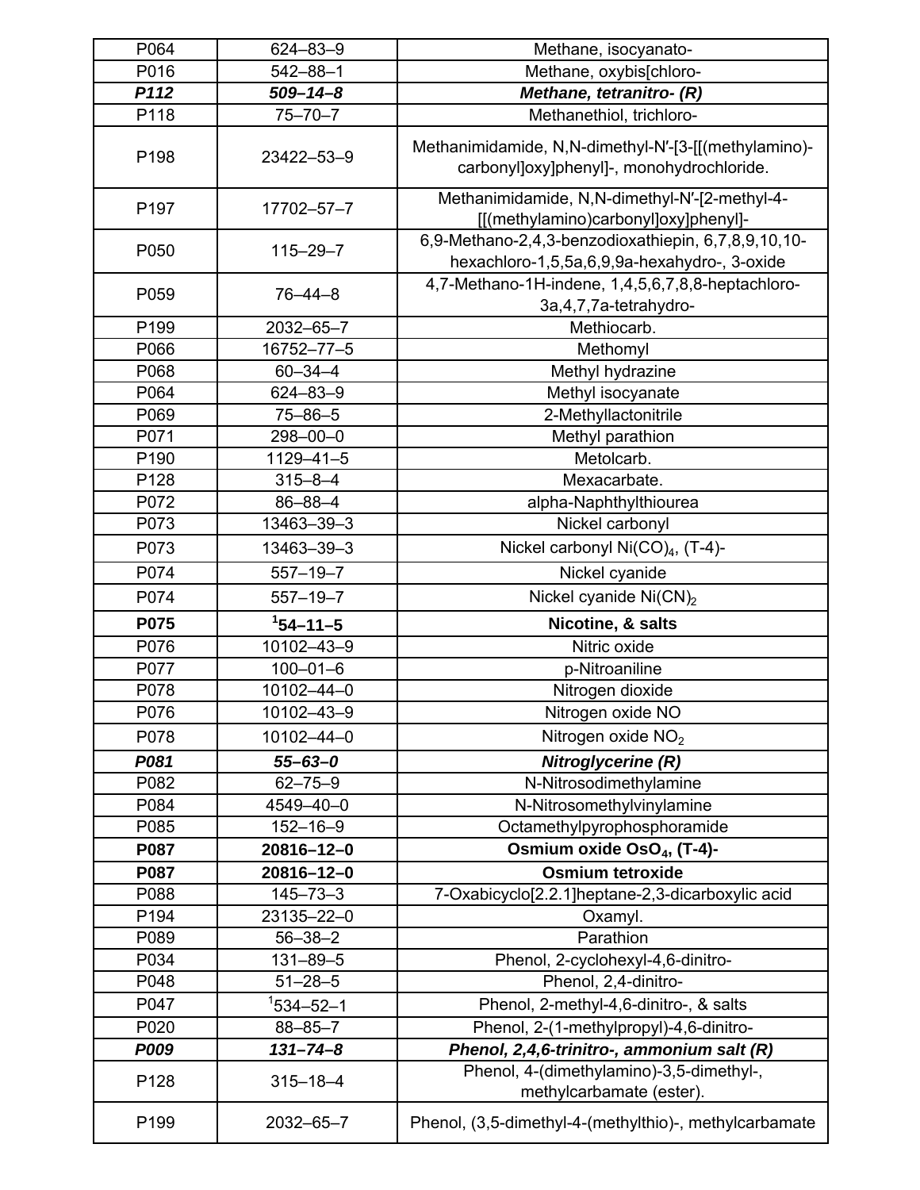| P064 | 624–83–9 | Methane, isocyanato- |
|---|---|---|
| P016 | 542–88–1 | Methane, oxybis[chloro- |
| ***P112*** | ***509–14–8*** | ***Methane, tetranitro- (R)*** |
| P118 | 75–70–7 | Methanethiol, trichloro- |
| P198 | 23422–53–9 | Methanimidamide, N,N-dimethyl-N′-[3-[[(methylamino)-carbonyl]oxy]phenyl]-, monohydrochloride. |
| P197 | 17702–57–7 | Methanimidamide, N,N-dimethyl-N′-[2-methyl-4-[[(methylamino)carbonyl]oxy]phenyl]- |
| P050 | 115–29–7 | 6,9-Methano-2,4,3-benzodioxathiepin, 6,7,8,9,10,10-hexachloro-1,5,5a,6,9,9a-hexahydro-, 3-oxide |
| P059 | 76–44–8 | 4,7-Methano-1H-indene, 1,4,5,6,7,8,8-heptachloro-3a,4,7,7a-tetrahydro- |
| P199 | 2032–65–7 | Methiocarb. |
| P066 | 16752–77–5 | Methomyl |
| P068 | 60–34–4 | Methyl hydrazine |
| P064 | 624–83–9 | Methyl isocyanate |
| P069 | 75–86–5 | 2-Methyllactonitrile |
| P071 | 298–00–0 | Methyl parathion |
| P190 | 1129–41–5 | Metolcarb. |
| P128 | 315–8–4 | Mexacarbate. |
| P072 | 86–88–4 | alpha-Naphthylthiourea |
| P073 | 13463–39–3 | Nickel carbonyl |
| P073 | 13463–39–3 | Nickel carbonyl $Ni(CO)_4$, (T-4)- |
| P074 | 557–19–7 | Nickel cyanide |
| P074 | 557–19–7 | Nickel cyanide $Ni(CN)_2$ |
| **P075** | **[1]54–11–5** | **Nicotine, & salts** |
| P076 | 10102–43–9 | Nitric oxide |
| P077 | 100–01–6 | p-Nitroaniline |
| P078 | 10102–44–0 | Nitrogen dioxide |
| P076 | 10102–43–9 | Nitrogen oxide NO |
| P078 | 10102–44–0 | Nitrogen oxide $NO_2$ |
| ***P081*** | ***55–63–0*** | ***Nitroglycerine (R)*** |
| P082 | 62–75–9 | N-Nitrosodimethylamine |
| P084 | 4549–40–0 | N-Nitrosomethylvinylamine |
| P085 | 152–16–9 | Octamethylpyrophosphoramide |
| **P087** | **20816–12–0** | **Osmium oxide $OsO_4$, (T-4)-** |
| **P087** | **20816–12–0** | **Osmium tetroxide** |
| P088 | 145–73–3 | 7-Oxabicyclo[2.2.1]heptane-2,3-dicarboxylic acid |
| P194 | 23135–22–0 | Oxamyl. |
| P089 | 56–38–2 | Parathion |
| P034 | 131–89–5 | Phenol, 2-cyclohexyl-4,6-dinitro- |
| P048 | 51–28–5 | Phenol, 2,4-dinitro- |
| P047 | [1]534–52–1 | Phenol, 2-methyl-4,6-dinitro-, & salts |
| P020 | 88–85–7 | Phenol, 2-(1-methylpropyl)-4,6-dinitro- |
| ***P009*** | ***131–74–8*** | ***Phenol, 2,4,6-trinitro-, ammonium salt (R)*** |
| P128 | 315–18–4 | Phenol, 4-(dimethylamino)-3,5-dimethyl-, methylcarbamate (ester). |
| P199 | 2032–65–7 | Phenol, (3,5-dimethyl-4-(methylthio)-, methylcarbamate |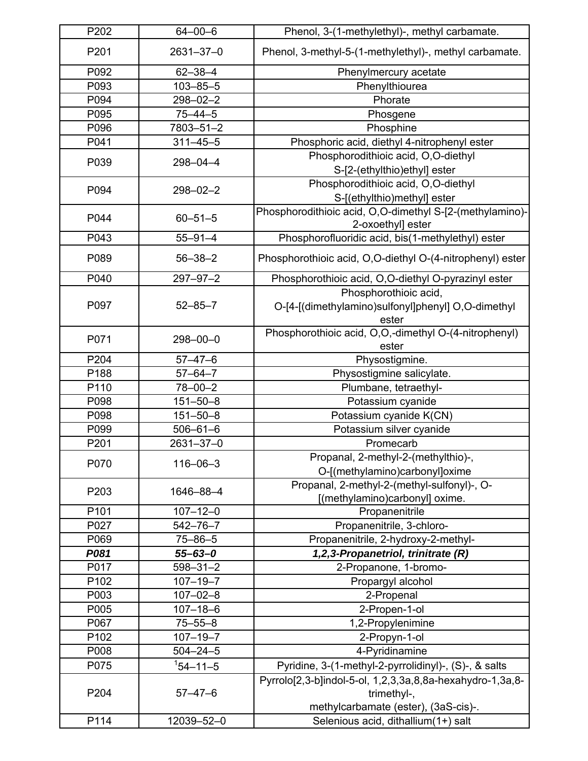| P202 | 64–00–6 | Phenol, 3-(1-methylethyl)-, methyl carbamate. |
|---|---|---|
| P201 | 2631–37–0 | Phenol, 3-methyl-5-(1-methylethyl)-, methyl carbamate. |
| P092 | 62–38–4 | Phenylmercury acetate |
| P093 | 103–85–5 | Phenylthiourea |
| P094 | 298–02–2 | Phorate |
| P095 | 75–44–5 | Phosgene |
| P096 | 7803–51–2 | Phosphine |
| P041 | 311–45–5 | Phosphoric acid, diethyl 4-nitrophenyl ester |
| P039 | 298–04–4 | Phosphorodithioic acid, O,O-diethyl S-[2-(ethylthio)ethyl] ester |
| P094 | 298–02–2 | Phosphorodithioic acid, O,O-diethyl S-[(ethylthio)methyl] ester |
| P044 | 60–51–5 | Phosphorodithioic acid, O,O-dimethyl S-[2-(methylamino)-2-oxoethyl] ester |
| P043 | 55–91–4 | Phosphorofluoridic acid, bis(1-methylethyl) ester |
| P089 | 56–38–2 | Phosphorothioic acid, O,O-diethyl O-(4-nitrophenyl) ester |
| P040 | 297–97–2 | Phosphorothioic acid, O,O-diethyl O-pyrazinyl ester |
| P097 | 52–85–7 | Phosphorothioic acid, O-[4-[(dimethylamino)sulfonyl]phenyl] O,O-dimethyl ester |
| P071 | 298–00–0 | Phosphorothioic acid, O,O,-dimethyl O-(4-nitrophenyl) ester |
| P204 | 57–47–6 | Physostigmine. |
| P188 | 57–64–7 | Physostigmine salicylate. |
| P110 | 78–00–2 | Plumbane, tetraethyl- |
| P098 | 151–50–8 | Potassium cyanide |
| P098 | 151–50–8 | Potassium cyanide K(CN) |
| P099 | 506–61–6 | Potassium silver cyanide |
| P201 | 2631–37–0 | Promecarb |
| P070 | 116–06–3 | Propanal, 2-methyl-2-(methylthio)-, O-[(methylamino)carbonyl]oxime |
| P203 | 1646–88–4 | Propanal, 2-methyl-2-(methyl-sulfonyl)-, O-[(methylamino)carbonyl] oxime. |
| P101 | 107–12–0 | Propanenitrile |
| P027 | 542–76–7 | Propanenitrile, 3-chloro- |
| P069 | 75–86–5 | Propanenitrile, 2-hydroxy-2-methyl- |
| ***P081*** | ***55–63–0*** | ***1,2,3-Propanetriol, trinitrate (R)*** |
| P017 | 598–31–2 | 2-Propanone, 1-bromo- |
| P102 | 107–19–7 | Propargyl alcohol |
| P003 | 107–02–8 | 2-Propenal |
| P005 | 107–18–6 | 2-Propen-1-ol |
| P067 | 75–55–8 | 1,2-Propylenimine |
| P102 | 107–19–7 | 2-Propyn-1-ol |
| P008 | 504–24–5 | 4-Pyridinamine |
| P075 | [1]54–11–5 | Pyridine, 3-(1-methyl-2-pyrrolidinyl)-, (S)-, & salts |
| P204 | 57–47–6 | Pyrrolo[2,3-b]indol-5-ol, 1,2,3,3a,8,8a-hexahydro-1,3a,8-trimethyl-, methylcarbamate (ester), (3aS-cis)-. |
| P114 | 12039–52–0 | Selenious acid, dithallium(1+) salt |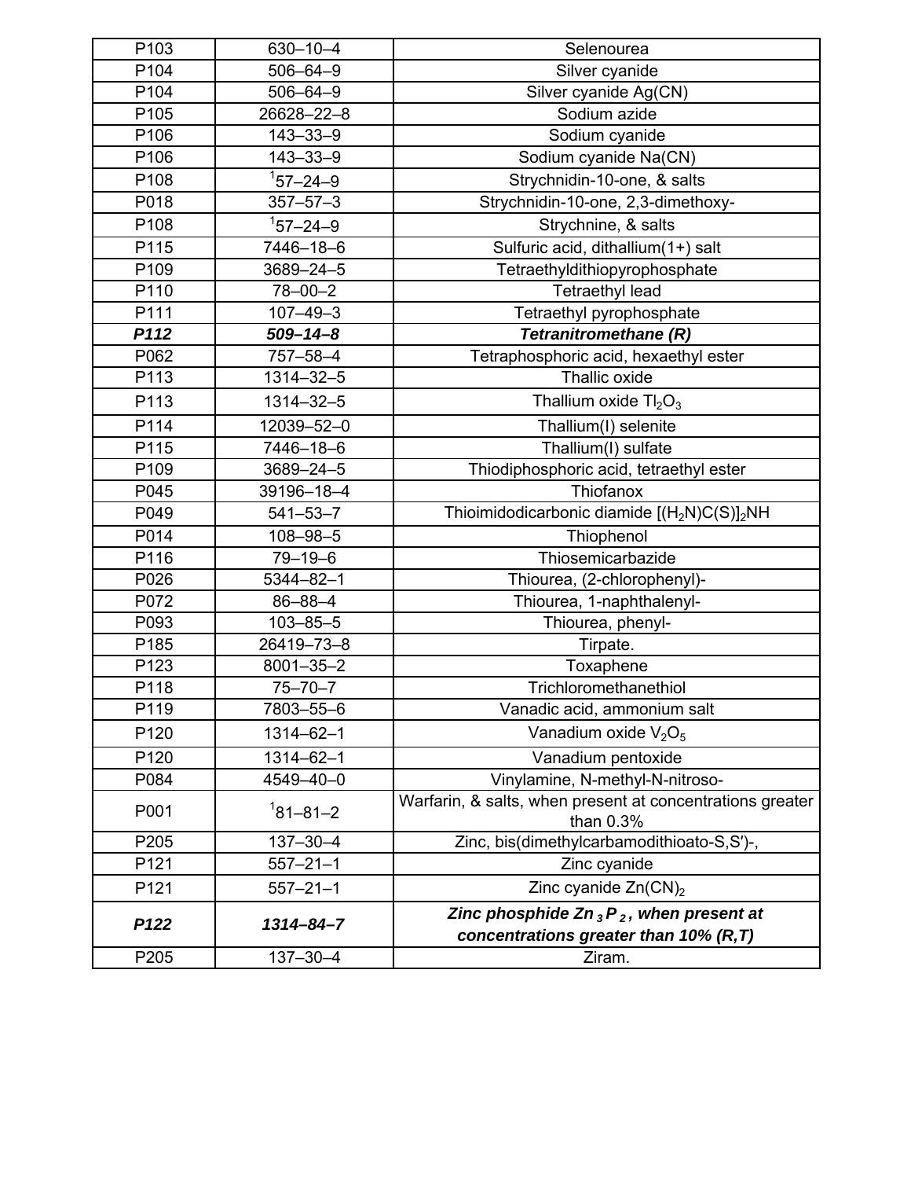| | | |
|---|---|---|
| P103 | 630–10–4 | Selenourea |
| P104 | 506–64–9 | Silver cyanide |
| P104 | 506–64–9 | Silver cyanide Ag(CN) |
| P105 | 26628–22–8 | Sodium azide |
| P106 | 143–33–9 | Sodium cyanide |
| P106 | 143–33–9 | Sodium cyanide Na(CN) |
| P108 | [1]57–24–9 | Strychnidin-10-one, & salts |
| P018 | 357–57–3 | Strychnidin-10-one, 2,3-dimethoxy- |
| P108 | [1]57–24–9 | Strychnine, & salts |
| P115 | 7446–18–6 | Sulfuric acid, dithallium(1+) salt |
| P109 | 3689–24–5 | Tetraethyldithiopyrophosphate |
| P110 | 78–00–2 | Tetraethyl lead |
| P111 | 107–49–3 | Tetraethyl pyrophosphate |
| ***P112*** | ***509–14–8*** | ***Tetranitromethane (R)*** |
| P062 | 757–58–4 | Tetraphosphoric acid, hexaethyl ester |
| P113 | 1314–32–5 | Thallic oxide |
| P113 | 1314–32–5 | Thallium oxide $Tl_2O_3$ |
| P114 | 12039–52–0 | Thallium(I) selenite |
| P115 | 7446–18–6 | Thallium(I) sulfate |
| P109 | 3689–24–5 | Thiodiphosphoric acid, tetraethyl ester |
| P045 | 39196–18–4 | Thiofanox |
| P049 | 541–53–7 | Thioimidodicarbonic diamide $[(H_2N)C(S)]_2NH$ |
| P014 | 108–98–5 | Thiophenol |
| P116 | 79–19–6 | Thiosemicarbazide |
| P026 | 5344–82–1 | Thiourea, (2-chlorophenyl)- |
| P072 | 86–88–4 | Thiourea, 1-naphthalenyl- |
| P093 | 103–85–5 | Thiourea, phenyl- |
| P185 | 26419–73–8 | Tirpate. |
| P123 | 8001–35–2 | Toxaphene |
| P118 | 75–70–7 | Trichloromethanethiol |
| P119 | 7803–55–6 | Vanadic acid, ammonium salt |
| P120 | 1314–62–1 | Vanadium oxide $V_2O_5$ |
| P120 | 1314–62–1 | Vanadium pentoxide |
| P084 | 4549–40–0 | Vinylamine, N-methyl-N-nitroso- |
| P001 | [1]81–81–2 | Warfarin, & salts, when present at concentrations greater than 0.3% |
| P205 | 137–30–4 | Zinc, bis(dimethylcarbamodithioato-S,S′)-, |
| P121 | 557–21–1 | Zinc cyanide |
| P121 | 557–21–1 | Zinc cyanide $Zn(CN)_2$ |
| ***P122*** | ***1314–84–7*** | ***Zinc phosphide $Zn_3P_2$, when present at concentrations greater than 10% (R,T)*** |
| P205 | 137–30–4 | Ziram. |